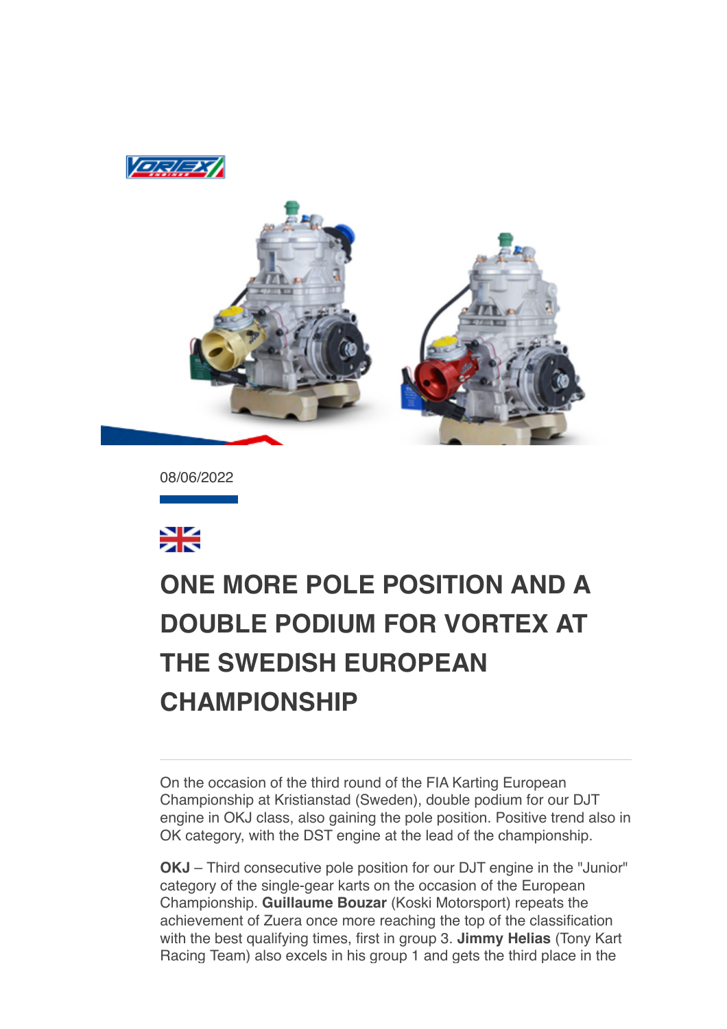08/06/2022

# ONE MORE POLE POSITION AND A DOUBLE PODIUM FOR VORTEX AT THE SWEDISH EUROPEAN CHAMPIONSHIP

On the occasion of the third round of the FIA Karting European Championship at Kristianstad (Sweden), double podium for our DJT engine in OKJ class, also gaining the pole position. Positive trend also in OK category, with the DST engine at the lead of the championship.

**OKJ** – Third consecutive pole position for our DJT engine in the "Junior" category of the single-gear karts on the occasion of the European Championship. **Guillaume Bouzar** (Koski Motorsport) repeats the achievement of Zuera once more reaching the top of the classification with the best qualifying times, first in group 3. **Jimmy Helias** (Tony Kart Racing Team) also excels in his group 1 and gets the third place in the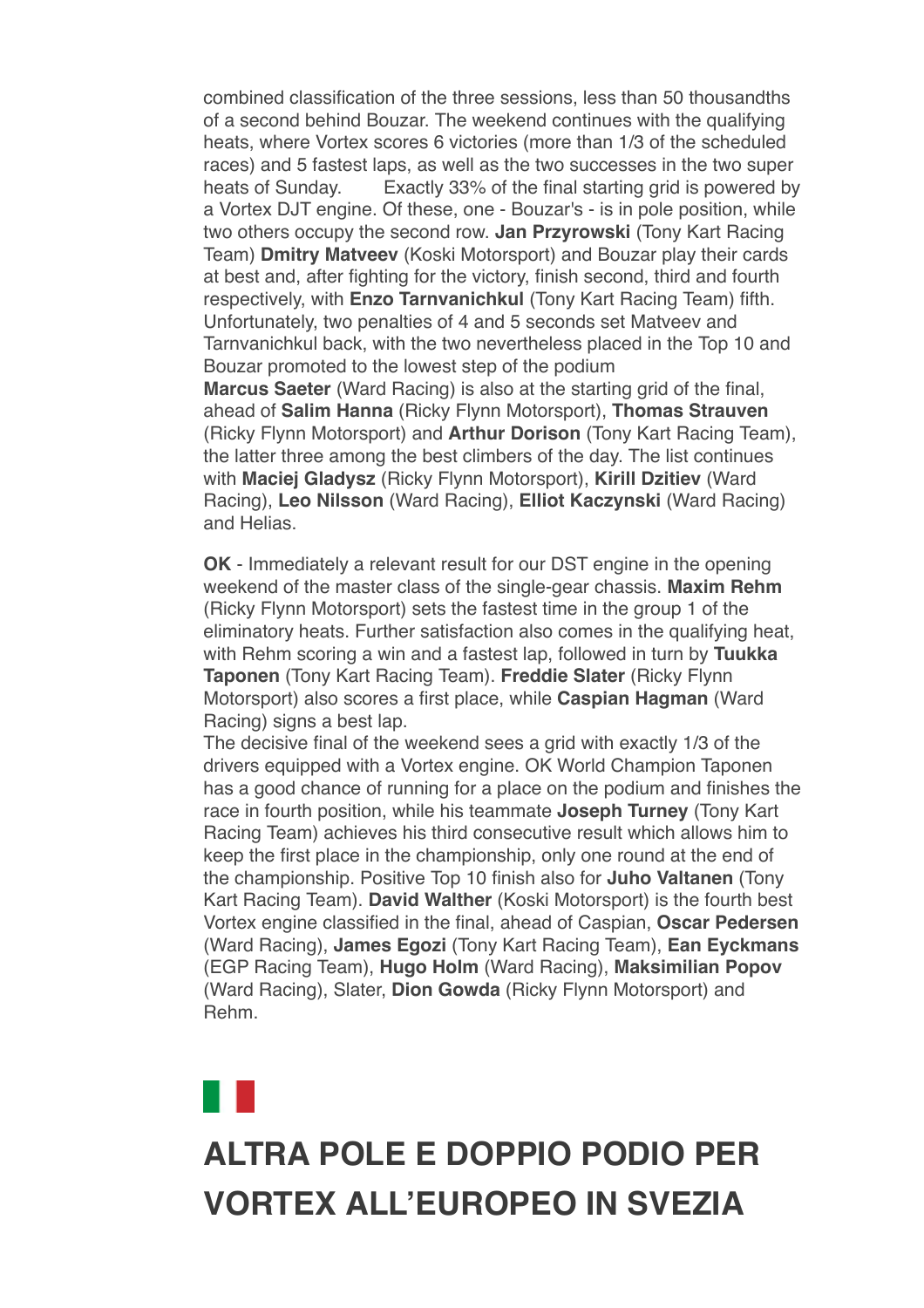combined classification of the three sessions, less than 50 thousandths of a second behind Bouzar. The weekend continues with the qualifying heats, where Vortex scores 6 victories (more than 1/3 of the scheduled races) and 5 fastest laps, as well as the two successes in the two super heats of Sunday. Exactly 33% of the final starting grid is powered by a Vortex DJT engine. Of these, one - Bouzar's - is in pole position, while two others occupy the second row. **Jan Przyrowski** (Tony Kart Racing Team) **Dmitry Matveev** (Koski Motorsport) and Bouzar play their cards at best and, after fighting for the victory, finish second, third and fourth respectively, with **Enzo Tarnvanichkul** (Tony Kart Racing Team) fifth. Unfortunately, two penalties of 4 and 5 seconds set Matveev and Tarnvanichkul back, with the two nevertheless placed in the Top 10 and Bouzar promoted to the lowest step of the podium
**Marcus Saeter** (Ward Racing) is also at the starting grid of the final, ahead of **Salim Hanna** (Ricky Flynn Motorsport), **Thomas Strauven** (Ricky Flynn Motorsport) and **Arthur Dorison** (Tony Kart Racing Team), the latter three among the best climbers of the day. The list continues with **Maciej Gladysz** (Ricky Flynn Motorsport), **Kirill Dzitiev** (Ward Racing), **Leo Nilsson** (Ward Racing), **Elliot Kaczynski** (Ward Racing) and Helias.

**OK** - Immediately a relevant result for our DST engine in the opening weekend of the master class of the single-gear chassis. **Maxim Rehm** (Ricky Flynn Motorsport) sets the fastest time in the group 1 of the eliminatory heats. Further satisfaction also comes in the qualifying heat, with Rehm scoring a win and a fastest lap, followed in turn by **Tuukka Taponen** (Tony Kart Racing Team). **Freddie Slater** (Ricky Flynn Motorsport) also scores a first place, while **Caspian Hagman** (Ward Racing) signs a best lap.
The decisive final of the weekend sees a grid with exactly 1/3 of the drivers equipped with a Vortex engine. OK World Champion Taponen has a good chance of running for a place on the podium and finishes the race in fourth position, while his teammate **Joseph Turney** (Tony Kart Racing Team) achieves his third consecutive result which allows him to keep the first place in the championship, only one round at the end of the championship. Positive Top 10 finish also for **Juho Valtanen** (Tony Kart Racing Team). **David Walther** (Koski Motorsport) is the fourth best Vortex engine classified in the final, ahead of Caspian, **Oscar Pedersen** (Ward Racing), **James Egozi** (Tony Kart Racing Team), **Ean Eyckmans** (EGP Racing Team), **Hugo Holm** (Ward Racing), **Maksimilian Popov** (Ward Racing), Slater, **Dion Gowda** (Ricky Flynn Motorsport) and Rehm.

# ALTRA POLE E DOPPIO PODIO PER VORTEX ALL'EUROPEO IN SVEZIA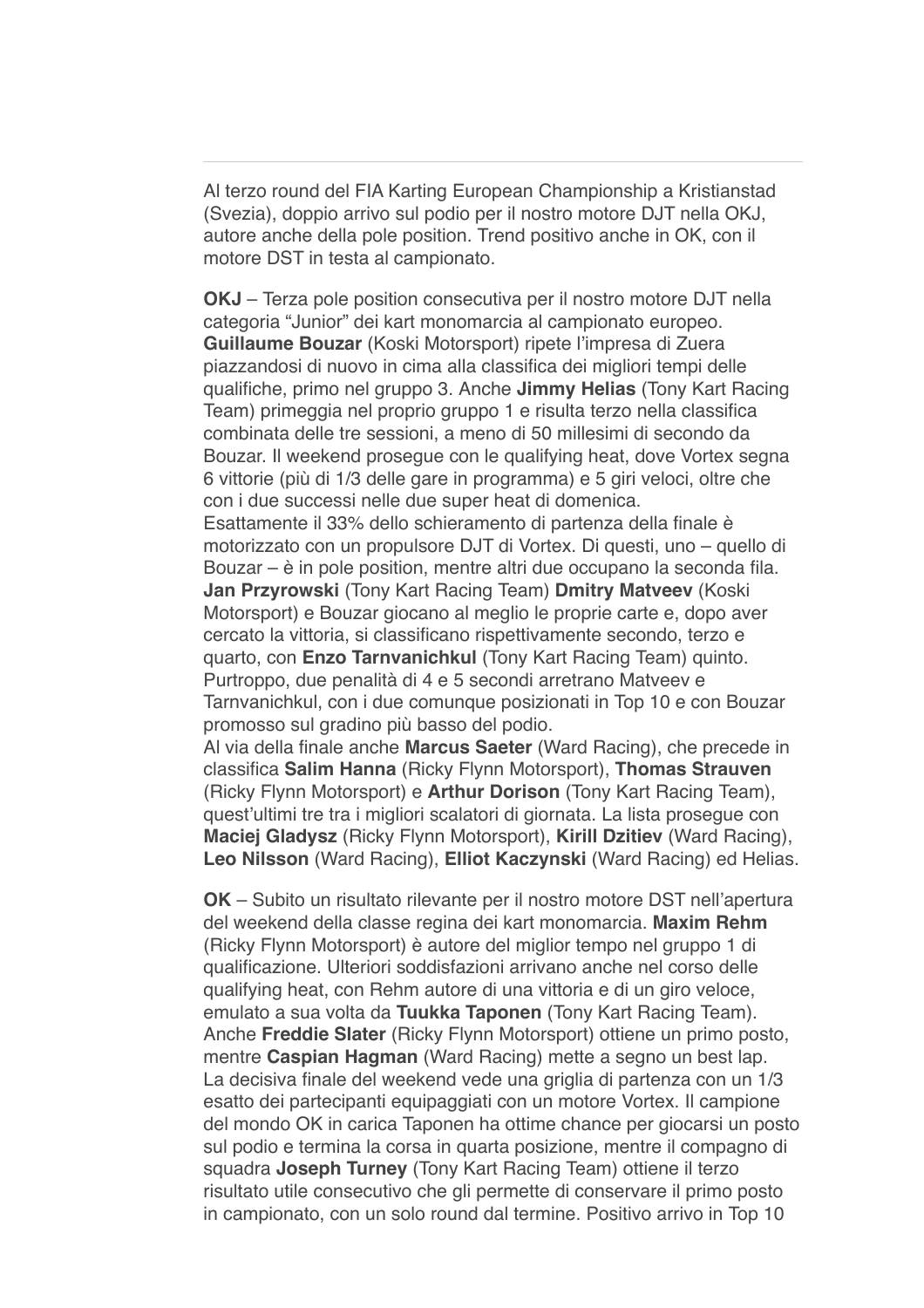Al terzo round del FIA Karting European Championship a Kristianstad (Svezia), doppio arrivo sul podio per il nostro motore DJT nella OKJ, autore anche della pole position. Trend positivo anche in OK, con il motore DST in testa al campionato.

**OKJ** – Terza pole position consecutiva per il nostro motore DJT nella categoria "Junior" dei kart monomarcia al campionato europeo. **Guillaume Bouzar** (Koski Motorsport) ripete l'impresa di Zuera piazzandosi di nuovo in cima alla classifica dei migliori tempi delle qualifiche, primo nel gruppo 3. Anche **Jimmy Helias** (Tony Kart Racing Team) primeggia nel proprio gruppo 1 e risulta terzo nella classifica combinata delle tre sessioni, a meno di 50 millesimi di secondo da Bouzar. Il weekend prosegue con le qualifying heat, dove Vortex segna 6 vittorie (più di 1/3 delle gare in programma) e 5 giri veloci, oltre che con i due successi nelle due super heat di domenica.
Esattamente il 33% dello schieramento di partenza della finale è motorizzato con un propulsore DJT di Vortex. Di questi, uno – quello di Bouzar – è in pole position, mentre altri due occupano la seconda fila. **Jan Przyrowski** (Tony Kart Racing Team) **Dmitry Matveev** (Koski Motorsport) e Bouzar giocano al meglio le proprie carte e, dopo aver cercato la vittoria, si classificano rispettivamente secondo, terzo e quarto, con **Enzo Tarnvanichkul** (Tony Kart Racing Team) quinto. Purtroppo, due penalità di 4 e 5 secondi arretrano Matveev e Tarnvanichkul, con i due comunque posizionati in Top 10 e con Bouzar promosso sul gradino più basso del podio.
Al via della finale anche **Marcus Saeter** (Ward Racing), che precede in classifica **Salim Hanna** (Ricky Flynn Motorsport), **Thomas Strauven** (Ricky Flynn Motorsport) e **Arthur Dorison** (Tony Kart Racing Team), quest'ultimi tre tra i migliori scalatori di giornata. La lista prosegue con **Maciej Gladysz** (Ricky Flynn Motorsport), **Kirill Dzitiev** (Ward Racing), **Leo Nilsson** (Ward Racing), **Elliot Kaczynski** (Ward Racing) ed Helias.

**OK** – Subito un risultato rilevante per il nostro motore DST nell'apertura del weekend della classe regina dei kart monomarcia. **Maxim Rehm** (Ricky Flynn Motorsport) è autore del miglior tempo nel gruppo 1 di qualificazione. Ulteriori soddisfazioni arrivano anche nel corso delle qualifying heat, con Rehm autore di una vittoria e di un giro veloce, emulato a sua volta da **Tuukka Taponen** (Tony Kart Racing Team). Anche **Freddie Slater** (Ricky Flynn Motorsport) ottiene un primo posto, mentre **Caspian Hagman** (Ward Racing) mette a segno un best lap.
La decisiva finale del weekend vede una griglia di partenza con un 1/3 esatto dei partecipanti equipaggiati con un motore Vortex. Il campione del mondo OK in carica Taponen ha ottime chance per giocarsi un posto sul podio e termina la corsa in quarta posizione, mentre il compagno di squadra **Joseph Turney** (Tony Kart Racing Team) ottiene il terzo risultato utile consecutivo che gli permette di conservare il primo posto in campionato, con un solo round dal termine. Positivo arrivo in Top 10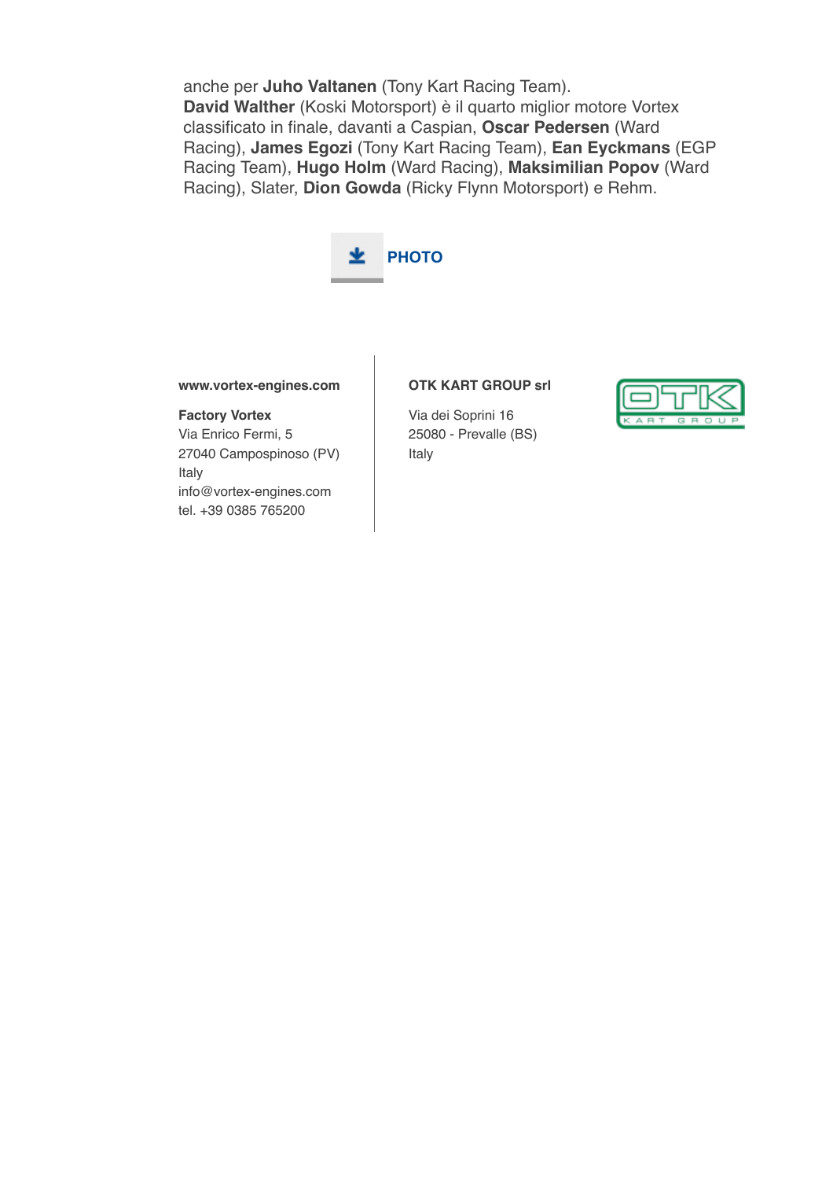anche per **Juho Valtanen** (Tony Kart Racing Team).
**David Walther** (Koski Motorsport) è il quarto miglior motore Vortex classificato in finale, davanti a Caspian, **Oscar Pedersen** (Ward Racing), **James Egozi** (Tony Kart Racing Team), **Ean Eyckmans** (EGP Racing Team), **Hugo Holm** (Ward Racing), **Maksimilian Popov** (Ward Racing), Slater, **Dion Gowda** (Ricky Flynn Motorsport) e Rehm.

**PHOTO**

**www.vortex-engines.com**

**Factory Vortex**
Via Enrico Fermi, 5
27040 Campospinoso (PV)
Italy
info@vortex-engines.com
tel. +39 0385 765200

**OTK KART GROUP srl**

Via dei Soprini 16
25080 - Prevalle (BS)
Italy